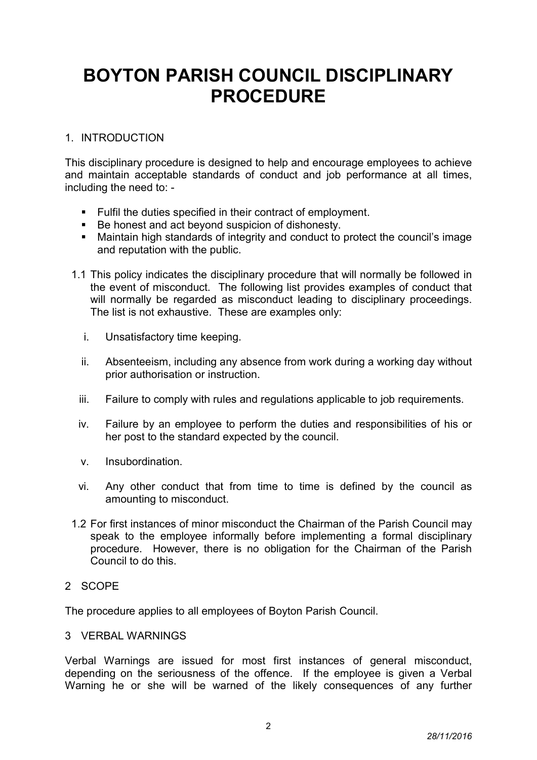# BOYTON PARISH COUNCIL DISCIPLINARY PROCEDURE

## 1. INTRODUCTION

This disciplinary procedure is designed to help and encourage employees to achieve and maintain acceptable standards of conduct and job performance at all times, including the need to: -

- Fulfil the duties specified in their contract of employment.
- Be honest and act beyond suspicion of dishonesty.
- Maintain high standards of integrity and conduct to protect the council's image and reputation with the public.

1.1 This policy indicates the disciplinary procedure that will normally be followed in the event of misconduct. The following list provides examples of conduct that will normally be regarded as misconduct leading to disciplinary proceedings. The list is not exhaustive. These are examples only:

i. Unsatisfactory time keeping.

ii. Absenteeism, including any absence from work during a working day without prior authorisation or instruction.

iii. Failure to comply with rules and regulations applicable to job requirements.

iv. Failure by an employee to perform the duties and responsibilities of his or her post to the standard expected by the council.

v. Insubordination.

vi. Any other conduct that from time to time is defined by the council as amounting to misconduct.

1.2 For first instances of minor misconduct the Chairman of the Parish Council may speak to the employee informally before implementing a formal disciplinary procedure. However, there is no obligation for the Chairman of the Parish Council to do this.

## 2 SCOPE

The procedure applies to all employees of Boyton Parish Council.

## 3 VERBAL WARNINGS

Verbal Warnings are issued for most first instances of general misconduct, depending on the seriousness of the offence. If the employee is given a Verbal Warning he or she will be warned of the likely consequences of any further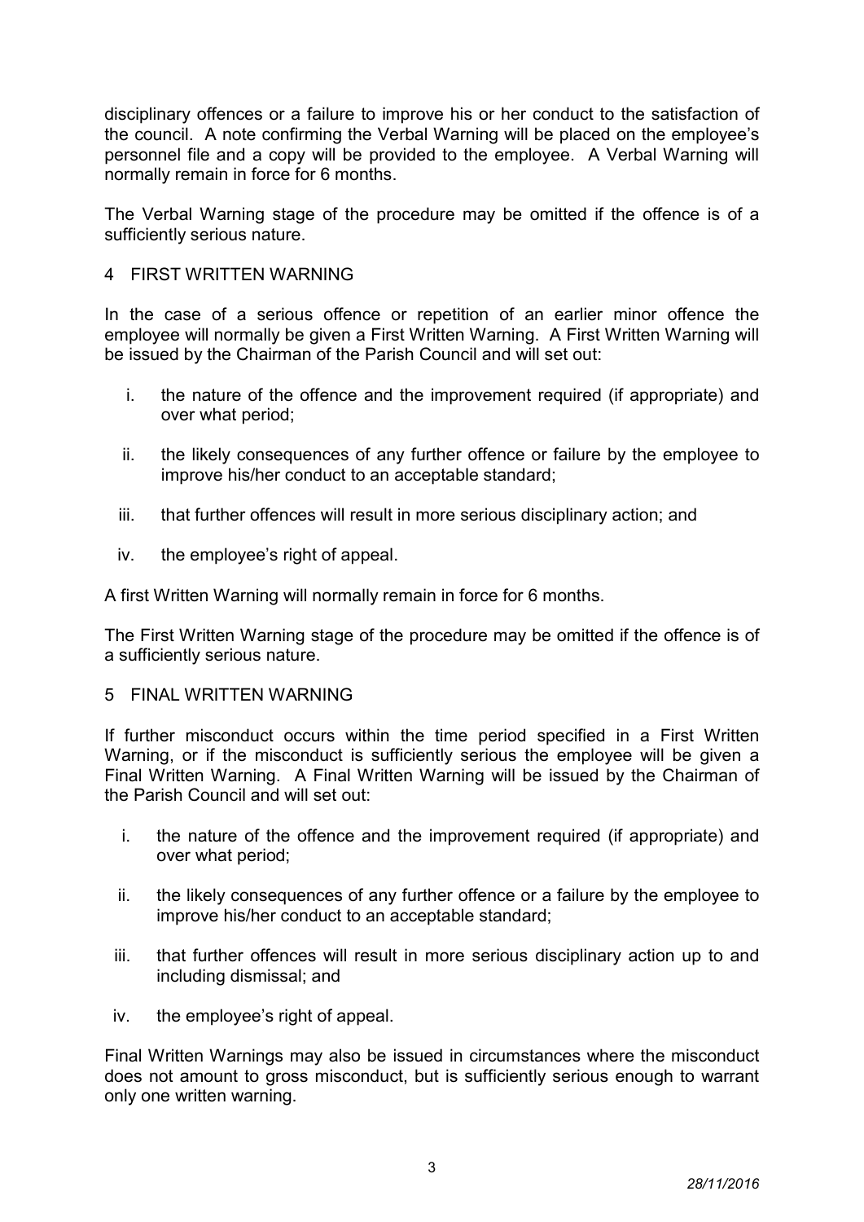disciplinary offences or a failure to improve his or her conduct to the satisfaction of the council. A note confirming the Verbal Warning will be placed on the employee's personnel file and a copy will be provided to the employee. A Verbal Warning will normally remain in force for 6 months.

The Verbal Warning stage of the procedure may be omitted if the offence is of a sufficiently serious nature.

## 4 FIRST WRITTEN WARNING

In the case of a serious offence or repetition of an earlier minor offence the employee will normally be given a First Written Warning. A First Written Warning will be issued by the Chairman of the Parish Council and will set out:

i. the nature of the offence and the improvement required (if appropriate) and over what period;

ii. the likely consequences of any further offence or failure by the employee to improve his/her conduct to an acceptable standard;

iii. that further offences will result in more serious disciplinary action; and

iv. the employee's right of appeal.

A first Written Warning will normally remain in force for 6 months.

The First Written Warning stage of the procedure may be omitted if the offence is of a sufficiently serious nature.

## 5 FINAL WRITTEN WARNING

If further misconduct occurs within the time period specified in a First Written Warning, or if the misconduct is sufficiently serious the employee will be given a Final Written Warning. A Final Written Warning will be issued by the Chairman of the Parish Council and will set out:

i. the nature of the offence and the improvement required (if appropriate) and over what period;

ii. the likely consequences of any further offence or a failure by the employee to improve his/her conduct to an acceptable standard;

iii. that further offences will result in more serious disciplinary action up to and including dismissal; and

iv. the employee's right of appeal.

Final Written Warnings may also be issued in circumstances where the misconduct does not amount to gross misconduct, but is sufficiently serious enough to warrant only one written warning.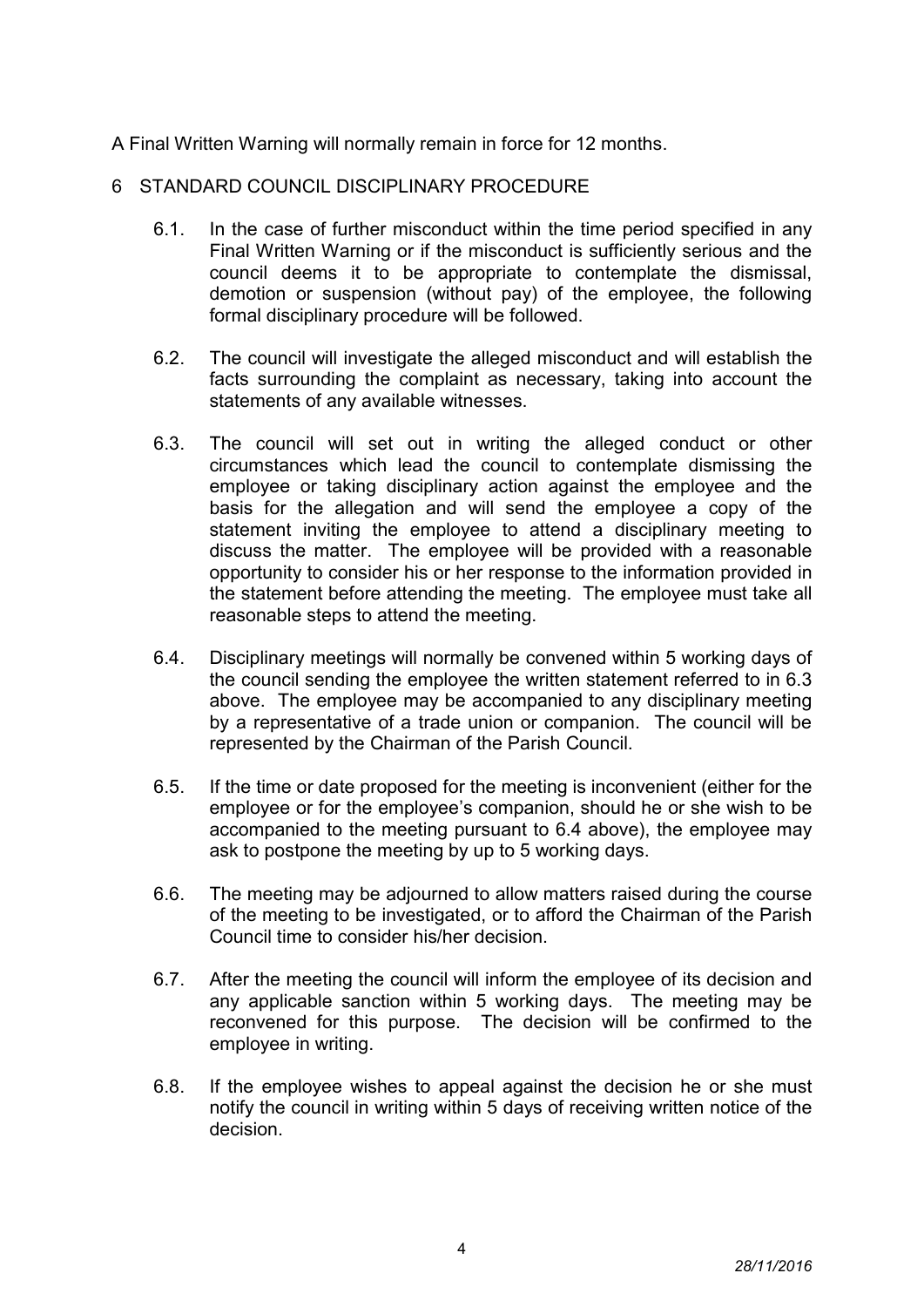A Final Written Warning will normally remain in force for 12 months.

## 6 STANDARD COUNCIL DISCIPLINARY PROCEDURE

6.1. In the case of further misconduct within the time period specified in any Final Written Warning or if the misconduct is sufficiently serious and the council deems it to be appropriate to contemplate the dismissal, demotion or suspension (without pay) of the employee, the following formal disciplinary procedure will be followed.

6.2. The council will investigate the alleged misconduct and will establish the facts surrounding the complaint as necessary, taking into account the statements of any available witnesses.

6.3. The council will set out in writing the alleged conduct or other circumstances which lead the council to contemplate dismissing the employee or taking disciplinary action against the employee and the basis for the allegation and will send the employee a copy of the statement inviting the employee to attend a disciplinary meeting to discuss the matter. The employee will be provided with a reasonable opportunity to consider his or her response to the information provided in the statement before attending the meeting. The employee must take all reasonable steps to attend the meeting.

6.4. Disciplinary meetings will normally be convened within 5 working days of the council sending the employee the written statement referred to in 6.3 above. The employee may be accompanied to any disciplinary meeting by a representative of a trade union or companion. The council will be represented by the Chairman of the Parish Council.

6.5. If the time or date proposed for the meeting is inconvenient (either for the employee or for the employee's companion, should he or she wish to be accompanied to the meeting pursuant to 6.4 above), the employee may ask to postpone the meeting by up to 5 working days.

6.6. The meeting may be adjourned to allow matters raised during the course of the meeting to be investigated, or to afford the Chairman of the Parish Council time to consider his/her decision.

6.7. After the meeting the council will inform the employee of its decision and any applicable sanction within 5 working days. The meeting may be reconvened for this purpose. The decision will be confirmed to the employee in writing.

6.8. If the employee wishes to appeal against the decision he or she must notify the council in writing within 5 days of receiving written notice of the decision.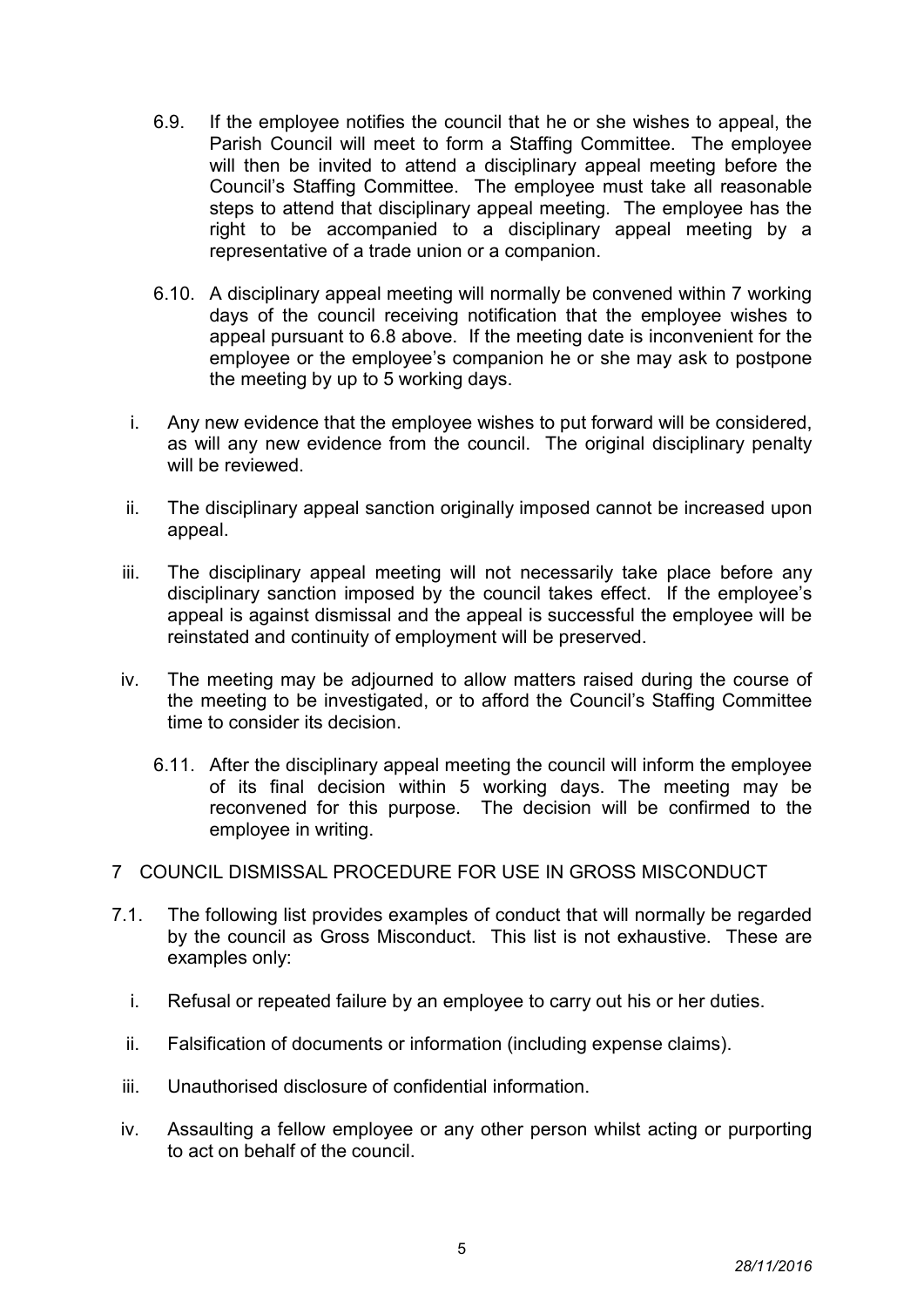6.9. If the employee notifies the council that he or she wishes to appeal, the Parish Council will meet to form a Staffing Committee. The employee will then be invited to attend a disciplinary appeal meeting before the Council's Staffing Committee. The employee must take all reasonable steps to attend that disciplinary appeal meeting. The employee has the right to be accompanied to a disciplinary appeal meeting by a representative of a trade union or a companion.

6.10. A disciplinary appeal meeting will normally be convened within 7 working days of the council receiving notification that the employee wishes to appeal pursuant to 6.8 above. If the meeting date is inconvenient for the employee or the employee's companion he or she may ask to postpone the meeting by up to 5 working days.

i. Any new evidence that the employee wishes to put forward will be considered, as will any new evidence from the council. The original disciplinary penalty will be reviewed.

ii. The disciplinary appeal sanction originally imposed cannot be increased upon appeal.

iii. The disciplinary appeal meeting will not necessarily take place before any disciplinary sanction imposed by the council takes effect. If the employee's appeal is against dismissal and the appeal is successful the employee will be reinstated and continuity of employment will be preserved.

iv. The meeting may be adjourned to allow matters raised during the course of the meeting to be investigated, or to afford the Council's Staffing Committee time to consider its decision.

6.11. After the disciplinary appeal meeting the council will inform the employee of its final decision within 5 working days. The meeting may be reconvened for this purpose. The decision will be confirmed to the employee in writing.

## 7 COUNCIL DISMISSAL PROCEDURE FOR USE IN GROSS MISCONDUCT

7.1. The following list provides examples of conduct that will normally be regarded by the council as Gross Misconduct. This list is not exhaustive. These are examples only:

i. Refusal or repeated failure by an employee to carry out his or her duties.

ii. Falsification of documents or information (including expense claims).

iii. Unauthorised disclosure of confidential information.

iv. Assaulting a fellow employee or any other person whilst acting or purporting to act on behalf of the council.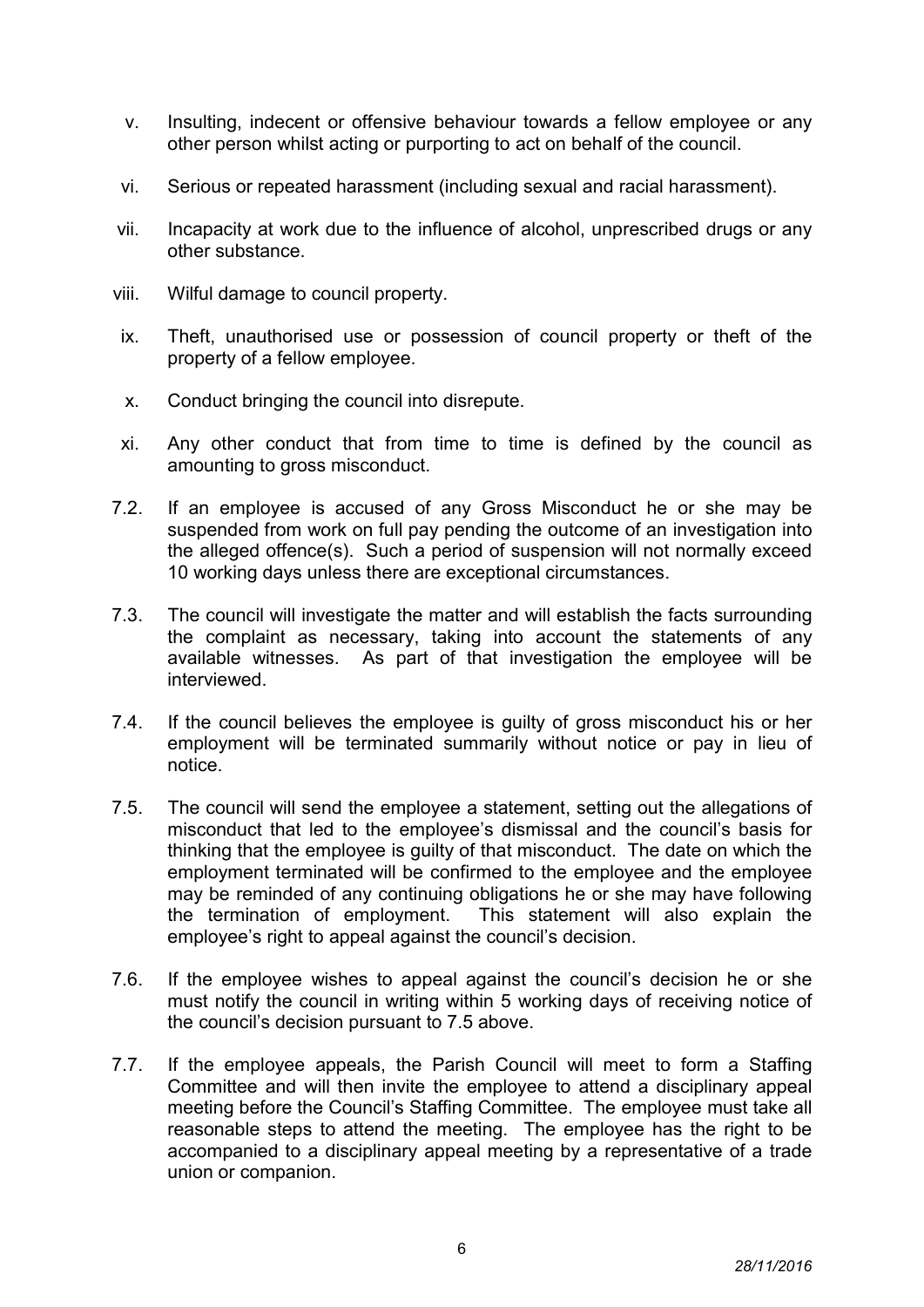v. Insulting, indecent or offensive behaviour towards a fellow employee or any other person whilst acting or purporting to act on behalf of the council.

vi. Serious or repeated harassment (including sexual and racial harassment).

vii. Incapacity at work due to the influence of alcohol, unprescribed drugs or any other substance.

viii. Wilful damage to council property.

ix. Theft, unauthorised use or possession of council property or theft of the property of a fellow employee.

x. Conduct bringing the council into disrepute.

xi. Any other conduct that from time to time is defined by the council as amounting to gross misconduct.

7.2. If an employee is accused of any Gross Misconduct he or she may be suspended from work on full pay pending the outcome of an investigation into the alleged offence(s). Such a period of suspension will not normally exceed 10 working days unless there are exceptional circumstances.

7.3. The council will investigate the matter and will establish the facts surrounding the complaint as necessary, taking into account the statements of any available witnesses. As part of that investigation the employee will be interviewed.

7.4. If the council believes the employee is guilty of gross misconduct his or her employment will be terminated summarily without notice or pay in lieu of notice.

7.5. The council will send the employee a statement, setting out the allegations of misconduct that led to the employee's dismissal and the council's basis for thinking that the employee is guilty of that misconduct. The date on which the employment terminated will be confirmed to the employee and the employee may be reminded of any continuing obligations he or she may have following the termination of employment. This statement will also explain the employee's right to appeal against the council's decision.

7.6. If the employee wishes to appeal against the council's decision he or she must notify the council in writing within 5 working days of receiving notice of the council's decision pursuant to 7.5 above.

7.7. If the employee appeals, the Parish Council will meet to form a Staffing Committee and will then invite the employee to attend a disciplinary appeal meeting before the Council's Staffing Committee. The employee must take all reasonable steps to attend the meeting. The employee has the right to be accompanied to a disciplinary appeal meeting by a representative of a trade union or companion.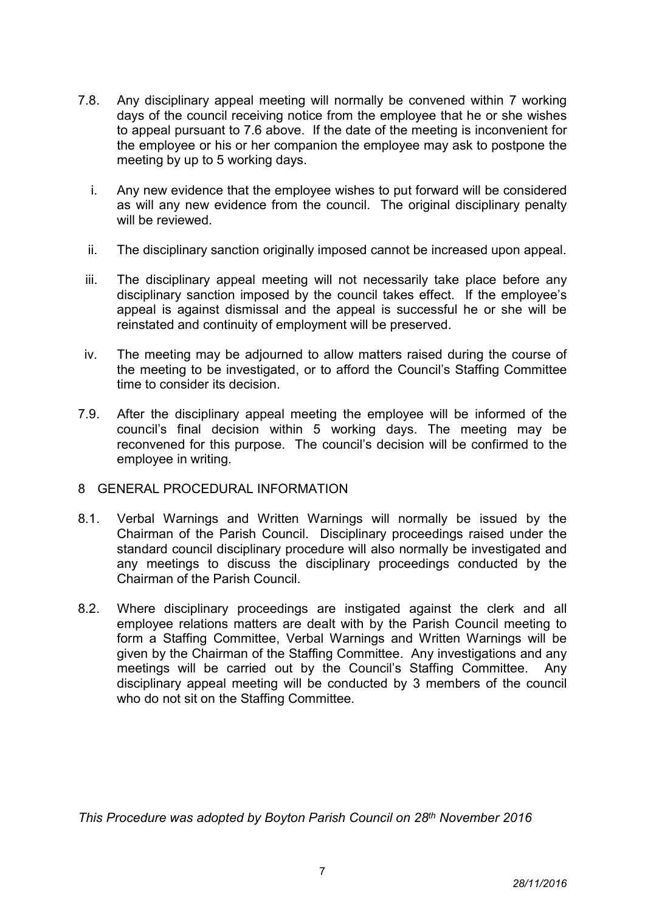7.8. Any disciplinary appeal meeting will normally be convened within 7 working days of the council receiving notice from the employee that he or she wishes to appeal pursuant to 7.6 above. If the date of the meeting is inconvenient for the employee or his or her companion the employee may ask to postpone the meeting by up to 5 working days.

   i. Any new evidence that the employee wishes to put forward will be considered as will any new evidence from the council. The original disciplinary penalty will be reviewed.

   ii. The disciplinary sanction originally imposed cannot be increased upon appeal.

   iii. The disciplinary appeal meeting will not necessarily take place before any disciplinary sanction imposed by the council takes effect. If the employee's appeal is against dismissal and the appeal is successful he or she will be reinstated and continuity of employment will be preserved.

   iv. The meeting may be adjourned to allow matters raised during the course of the meeting to be investigated, or to afford the Council's Staffing Committee time to consider its decision.

7.9. After the disciplinary appeal meeting the employee will be informed of the council's final decision within 5 working days. The meeting may be reconvened for this purpose. The council's decision will be confirmed to the employee in writing.

## 8 GENERAL PROCEDURAL INFORMATION

8.1. Verbal Warnings and Written Warnings will normally be issued by the Chairman of the Parish Council. Disciplinary proceedings raised under the standard council disciplinary procedure will also normally be investigated and any meetings to discuss the disciplinary proceedings conducted by the Chairman of the Parish Council.

8.2. Where disciplinary proceedings are instigated against the clerk and all employee relations matters are dealt with by the Parish Council meeting to form a Staffing Committee, Verbal Warnings and Written Warnings will be given by the Chairman of the Staffing Committee. Any investigations and any meetings will be carried out by the Council's Staffing Committee. Any disciplinary appeal meeting will be conducted by 3 members of the council who do not sit on the Staffing Committee.

*This Procedure was adopted by Boyton Parish Council on 28th November 2016*